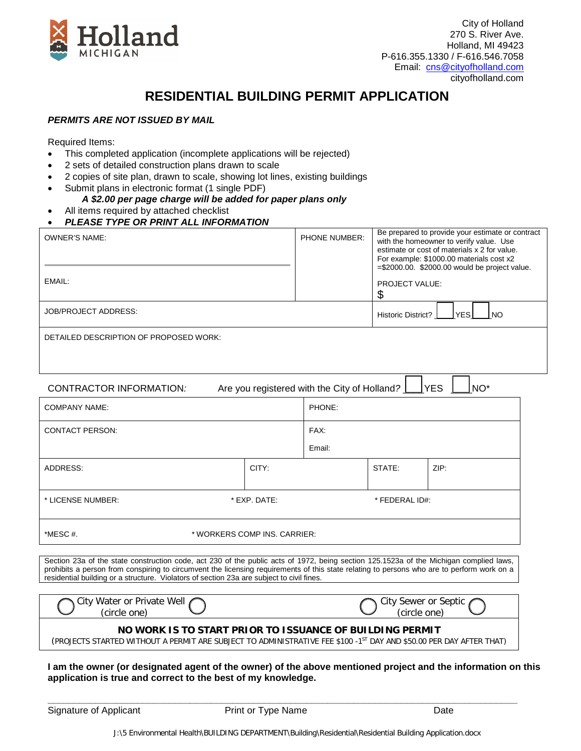City of Holland
270 S. River Ave.
Holland, MI 49423
P-616.355.1330 / F-616.546.7058
Email: cns@cityofholland.com
cityofholland.com

# RESIDENTIAL BUILDING PERMIT APPLICATION

***PERMITS ARE NOT ISSUED BY MAIL***

Required Items:

- This completed application (incomplete applications will be rejected)
- 2 sets of detailed construction plans drawn to scale
- 2 copies of site plan, drawn to scale, showing lot lines, existing buildings
- Submit plans in electronic format (1 single PDF)
  ***A $2.00 per page charge will be added for paper plans only***
- All items required by attached checklist
- ***PLEASE TYPE OR PRINT ALL INFORMATION***

| OWNER'S NAME: | PHONE NUMBER: | Be prepared to provide your estimate or contract with the homeowner to verify value. Use estimate or cost of materials x 2 for value. For example: $1000.00 materials cost x2 =$2000.00. $2000.00 would be project value. |
|---|---|---|
| EMAIL: | | PROJECT VALUE: $ |
| JOB/PROJECT ADDRESS: | | Historic District? ☐ YES ☐ NO |
| DETAILED DESCRIPTION OF PROPOSED WORK: | | |

CONTRACTOR INFORMATION: Are you registered with the City of Holland? ☐ YES ☐ NO*

| COMPANY NAME: | | PHONE: | |
|---|---|---|---|
| CONTACT PERSON: | | FAX: Email: | |
| ADDRESS: | CITY: | STATE: | ZIP: |
| * LICENSE NUMBER: | * EXP. DATE: | * FEDERAL ID#: | |
| *MESC #. | * WORKERS COMP INS. CARRIER: | | |

Section 23a of the state construction code, act 230 of the public acts of 1972, being section 125.1523a of the Michigan complied laws, prohibits a person from conspiring to circumvent the licensing requirements of this state relating to persons who are to perform work on a residential building or a structure. Violators of section 23a are subject to civil fines.

| City Water or Private Well (circle one) | City Sewer or Septic (circle one) |
|---|---|

**NO WORK IS TO START PRIOR TO ISSUANCE OF BUILDING PERMIT**

(PROJECTS STARTED WITHOUT A PERMIT ARE SUBJECT TO ADMINISTRATIVE FEE $100 -1ST DAY AND $50.00 PER DAY AFTER THAT)

**I am the owner (or designated agent of the owner) of the above mentioned project and the information on this application is true and correct to the best of my knowledge.**

Signature of Applicant ______________ Print or Type Name ______________ Date ______________

J:\5 Environmental Health\BUILDING DEPARTMENT\Building\Residential\Residential Building Application.docx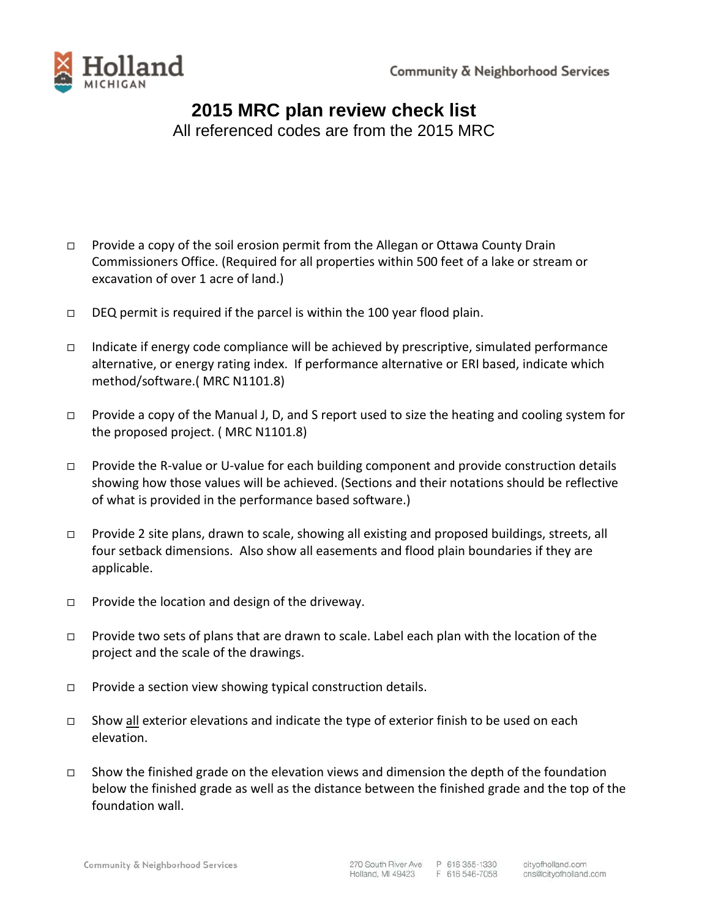# 2015 MRC plan review check list

All referenced codes are from the 2015 MRC

- ☐ Provide a copy of the soil erosion permit from the Allegan or Ottawa County Drain Commissioners Office. (Required for all properties within 500 feet of a lake or stream or excavation of over 1 acre of land.)
- ☐ DEQ permit is required if the parcel is within the 100 year flood plain.
- ☐ Indicate if energy code compliance will be achieved by prescriptive, simulated performance alternative, or energy rating index. If performance alternative or ERI based, indicate which method/software.( MRC N1101.8)
- ☐ Provide a copy of the Manual J, D, and S report used to size the heating and cooling system for the proposed project. ( MRC N1101.8)
- ☐ Provide the R-value or U-value for each building component and provide construction details showing how those values will be achieved. (Sections and their notations should be reflective of what is provided in the performance based software.)
- ☐ Provide 2 site plans, drawn to scale, showing all existing and proposed buildings, streets, all four setback dimensions. Also show all easements and flood plain boundaries if they are applicable.
- ☐ Provide the location and design of the driveway.
- ☐ Provide two sets of plans that are drawn to scale. Label each plan with the location of the project and the scale of the drawings.
- ☐ Provide a section view showing typical construction details.
- ☐ Show <u>all</u> exterior elevations and indicate the type of exterior finish to be used on each elevation.
- ☐ Show the finished grade on the elevation views and dimension the depth of the foundation below the finished grade as well as the distance between the finished grade and the top of the foundation wall.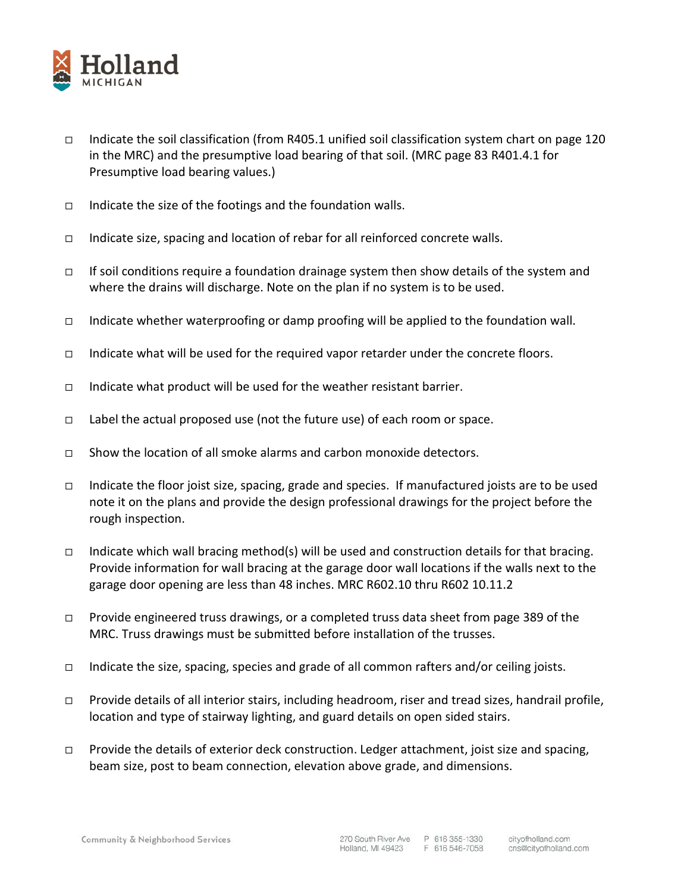- ☐ Indicate the soil classification (from R405.1 unified soil classification system chart on page 120 in the MRC) and the presumptive load bearing of that soil. (MRC page 83 R401.4.1 for Presumptive load bearing values.)

- ☐ Indicate the size of the footings and the foundation walls.

- ☐ Indicate size, spacing and location of rebar for all reinforced concrete walls.

- ☐ If soil conditions require a foundation drainage system then show details of the system and where the drains will discharge. Note on the plan if no system is to be used.

- ☐ Indicate whether waterproofing or damp proofing will be applied to the foundation wall.

- ☐ Indicate what will be used for the required vapor retarder under the concrete floors.

- ☐ Indicate what product will be used for the weather resistant barrier.

- ☐ Label the actual proposed use (not the future use) of each room or space.

- ☐ Show the location of all smoke alarms and carbon monoxide detectors.

- ☐ Indicate the floor joist size, spacing, grade and species. If manufactured joists are to be used note it on the plans and provide the design professional drawings for the project before the rough inspection.

- ☐ Indicate which wall bracing method(s) will be used and construction details for that bracing. Provide information for wall bracing at the garage door wall locations if the walls next to the garage door opening are less than 48 inches. MRC R602.10 thru R602 10.11.2

- ☐ Provide engineered truss drawings, or a completed truss data sheet from page 389 of the MRC. Truss drawings must be submitted before installation of the trusses.

- ☐ Indicate the size, spacing, species and grade of all common rafters and/or ceiling joists.

- ☐ Provide details of all interior stairs, including headroom, riser and tread sizes, handrail profile, location and type of stairway lighting, and guard details on open sided stairs.

- ☐ Provide the details of exterior deck construction. Ledger attachment, joist size and spacing, beam size, post to beam connection, elevation above grade, and dimensions.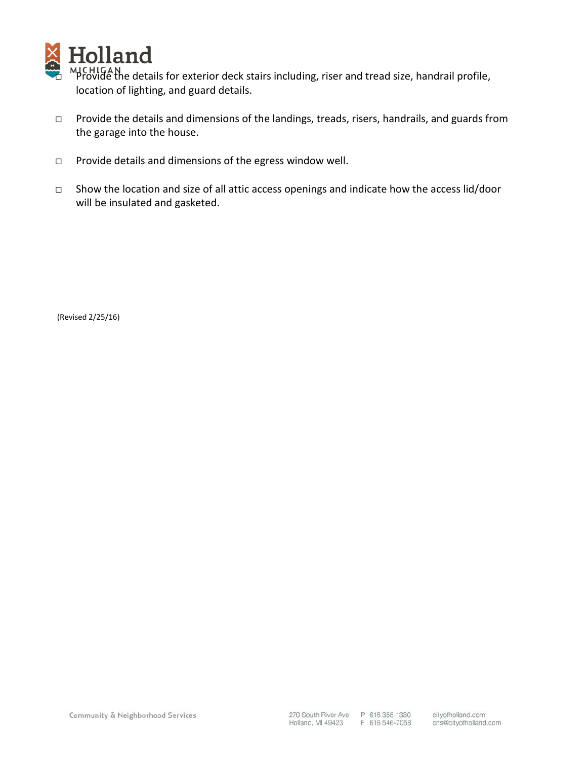- ☐ Provide the details for exterior deck stairs including, riser and tread size, handrail profile, location of lighting, and guard details.

- ☐ Provide the details and dimensions of the landings, treads, risers, handrails, and guards from the garage into the house.

- ☐ Provide details and dimensions of the egress window well.

- ☐ Show the location and size of all attic access openings and indicate how the access lid/door will be insulated and gasketed.

(Revised 2/25/16)